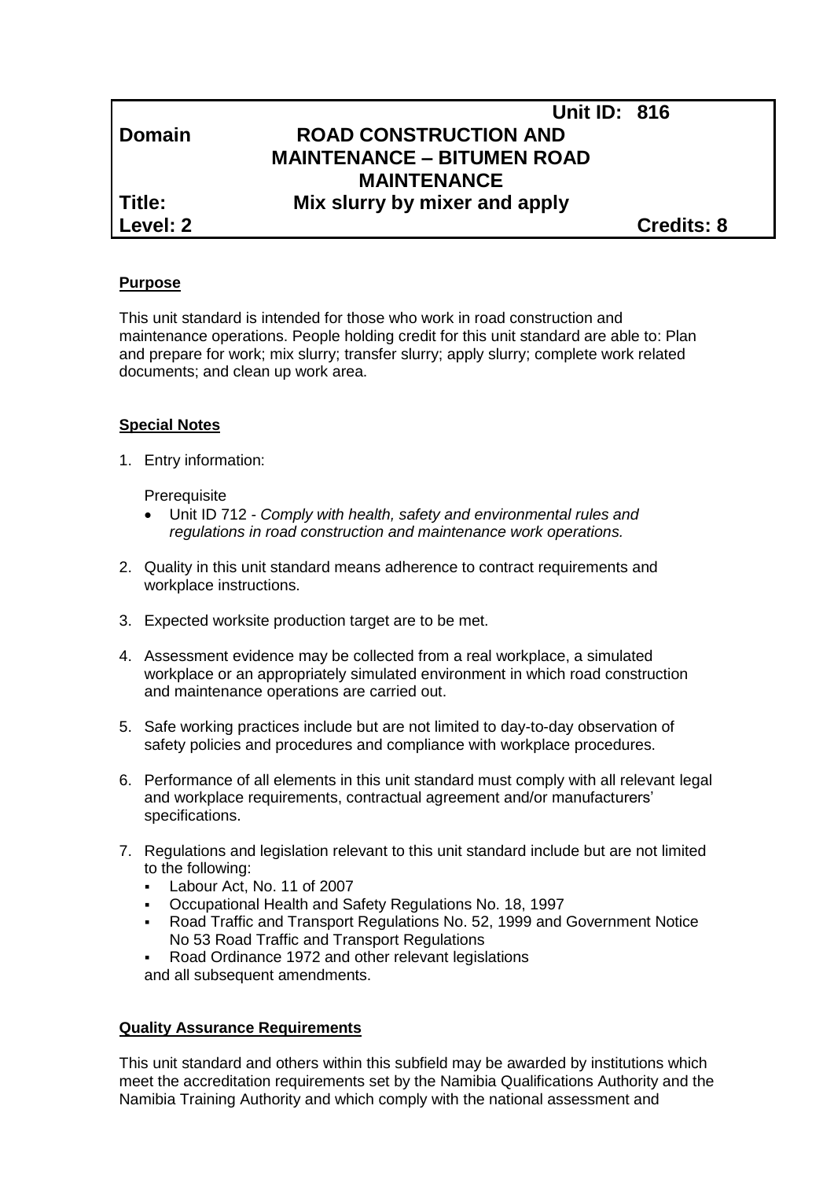| | | |
|---|---|---|
| | **Unit ID: 816** | |
| **Domain** | **ROAD CONSTRUCTION AND MAINTENANCE – BITUMEN ROAD MAINTENANCE** | |
| **Title:** | **Mix slurry by mixer and apply** | |
| **Level: 2** | | **Credits: 8** |

## Purpose

This unit standard is intended for those who work in road construction and maintenance operations. People holding credit for this unit standard are able to: Plan and prepare for work; mix slurry; transfer slurry; apply slurry; complete work related documents; and clean up work area.

## Special Notes

1. Entry information:

   Prerequisite

   - Unit ID 712 - *Comply with health, safety and environmental rules and regulations in road construction and maintenance work operations.*

2. Quality in this unit standard means adherence to contract requirements and workplace instructions.

3. Expected worksite production target are to be met.

4. Assessment evidence may be collected from a real workplace, a simulated workplace or an appropriately simulated environment in which road construction and maintenance operations are carried out.

5. Safe working practices include but are not limited to day-to-day observation of safety policies and procedures and compliance with workplace procedures.

6. Performance of all elements in this unit standard must comply with all relevant legal and workplace requirements, contractual agreement and/or manufacturers' specifications.

7. Regulations and legislation relevant to this unit standard include but are not limited to the following:
   - Labour Act, No. 11 of 2007
   - Occupational Health and Safety Regulations No. 18, 1997
   - Road Traffic and Transport Regulations No. 52, 1999 and Government Notice No 53 Road Traffic and Transport Regulations
   - Road Ordinance 1972 and other relevant legislations

   and all subsequent amendments.

## Quality Assurance Requirements

This unit standard and others within this subfield may be awarded by institutions which meet the accreditation requirements set by the Namibia Qualifications Authority and the Namibia Training Authority and which comply with the national assessment and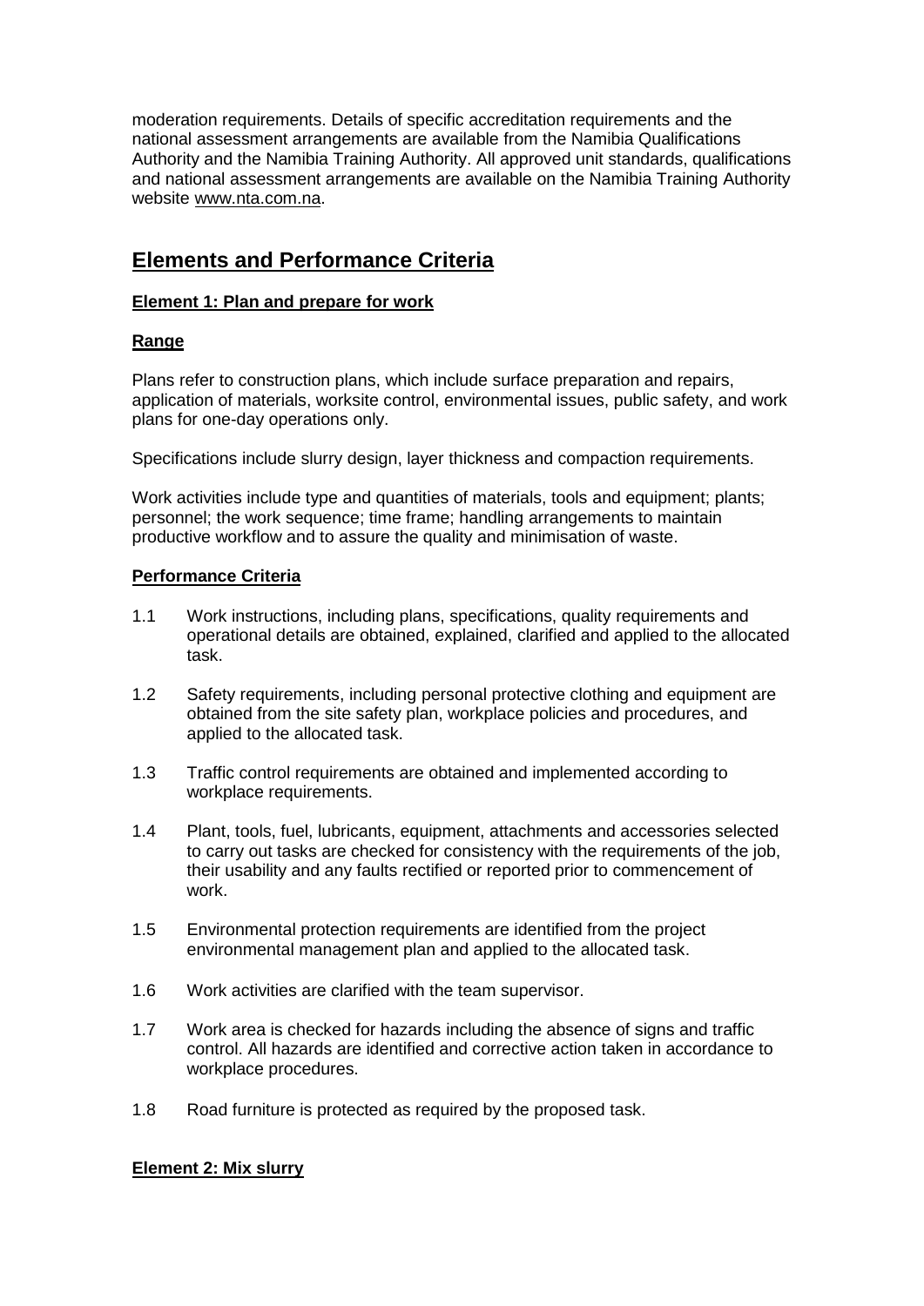moderation requirements. Details of specific accreditation requirements and the national assessment arrangements are available from the Namibia Qualifications Authority and the Namibia Training Authority. All approved unit standards, qualifications and national assessment arrangements are available on the Namibia Training Authority website www.nta.com.na.

## Elements and Performance Criteria

**Element 1: Plan and prepare for work**

**Range**

Plans refer to construction plans, which include surface preparation and repairs, application of materials, worksite control, environmental issues, public safety, and work plans for one-day operations only.

Specifications include slurry design, layer thickness and compaction requirements.

Work activities include type and quantities of materials, tools and equipment; plants; personnel; the work sequence; time frame; handling arrangements to maintain productive workflow and to assure the quality and minimisation of waste.

**Performance Criteria**

1.1 Work instructions, including plans, specifications, quality requirements and operational details are obtained, explained, clarified and applied to the allocated task.

1.2 Safety requirements, including personal protective clothing and equipment are obtained from the site safety plan, workplace policies and procedures, and applied to the allocated task.

1.3 Traffic control requirements are obtained and implemented according to workplace requirements.

1.4 Plant, tools, fuel, lubricants, equipment, attachments and accessories selected to carry out tasks are checked for consistency with the requirements of the job, their usability and any faults rectified or reported prior to commencement of work.

1.5 Environmental protection requirements are identified from the project environmental management plan and applied to the allocated task.

1.6 Work activities are clarified with the team supervisor.

1.7 Work area is checked for hazards including the absence of signs and traffic control. All hazards are identified and corrective action taken in accordance to workplace procedures.

1.8 Road furniture is protected as required by the proposed task.

**Element 2: Mix slurry**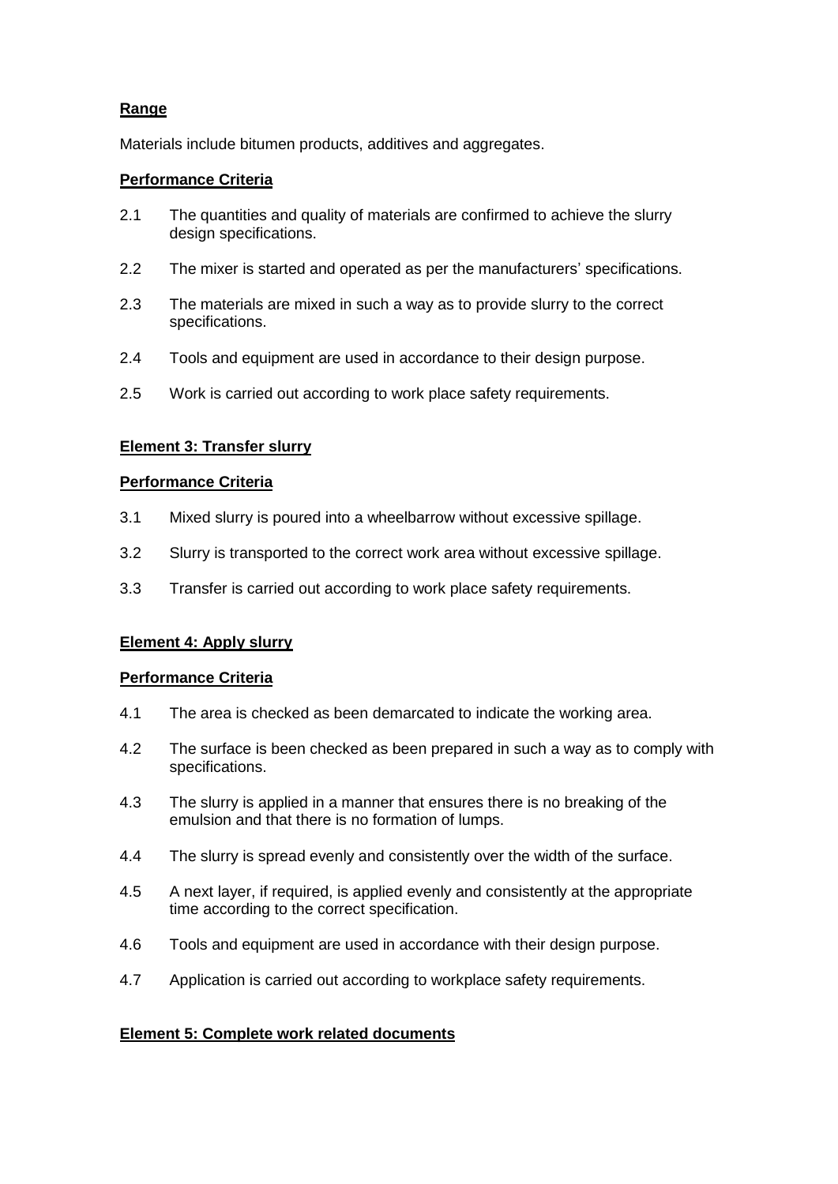**Range**

Materials include bitumen products, additives and aggregates.

**Performance Criteria**

2.1 The quantities and quality of materials are confirmed to achieve the slurry design specifications.

2.2 The mixer is started and operated as per the manufacturers' specifications.

2.3 The materials are mixed in such a way as to provide slurry to the correct specifications.

2.4 Tools and equipment are used in accordance to their design purpose.

2.5 Work is carried out according to work place safety requirements.

**Element 3: Transfer slurry**

**Performance Criteria**

3.1 Mixed slurry is poured into a wheelbarrow without excessive spillage.

3.2 Slurry is transported to the correct work area without excessive spillage.

3.3 Transfer is carried out according to work place safety requirements.

**Element 4: Apply slurry**

**Performance Criteria**

4.1 The area is checked as been demarcated to indicate the working area.

4.2 The surface is been checked as been prepared in such a way as to comply with specifications.

4.3 The slurry is applied in a manner that ensures there is no breaking of the emulsion and that there is no formation of lumps.

4.4 The slurry is spread evenly and consistently over the width of the surface.

4.5 A next layer, if required, is applied evenly and consistently at the appropriate time according to the correct specification.

4.6 Tools and equipment are used in accordance with their design purpose.

4.7 Application is carried out according to workplace safety requirements.

**Element 5: Complete work related documents**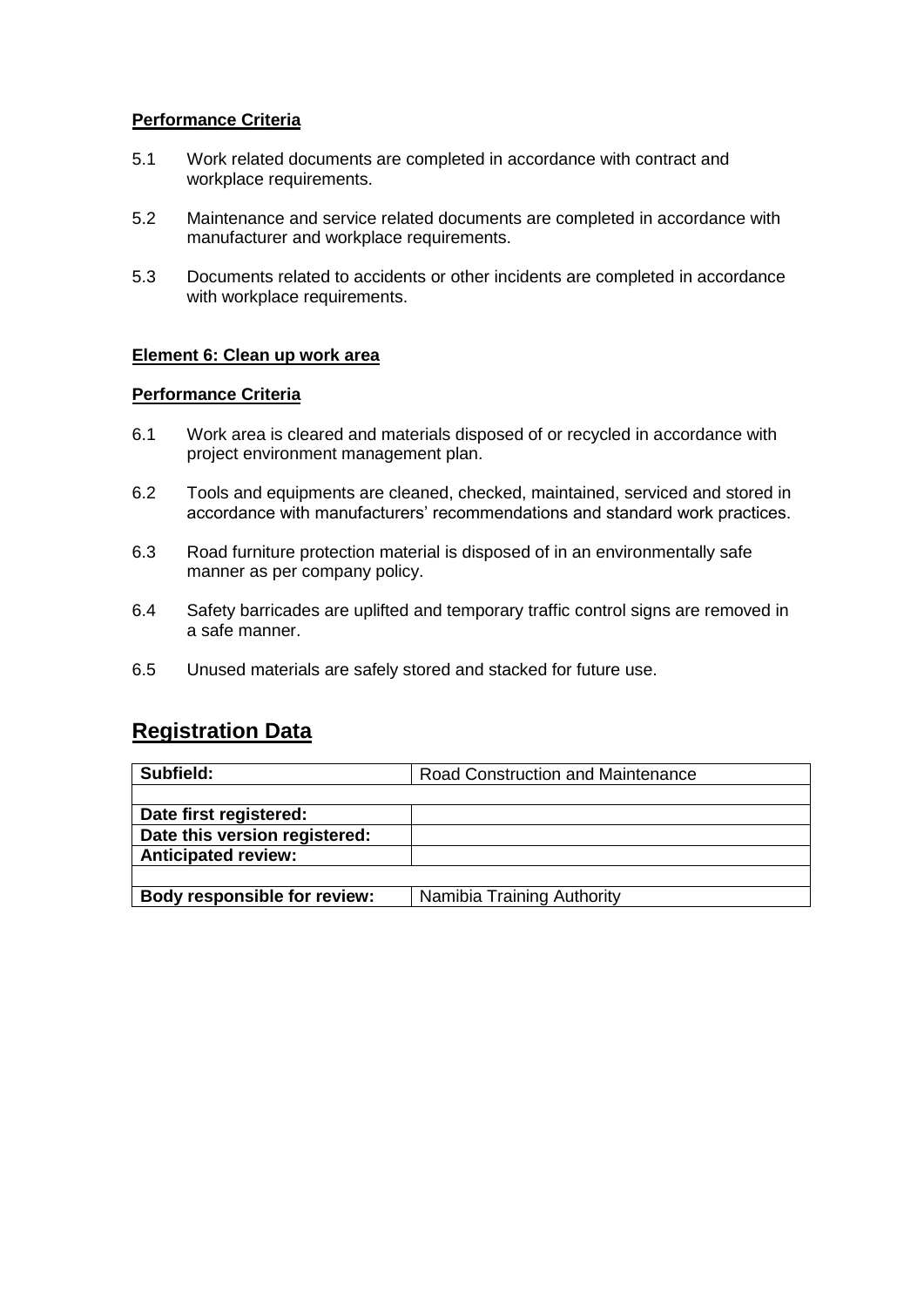**Performance Criteria**

5.1 Work related documents are completed in accordance with contract and workplace requirements.

5.2 Maintenance and service related documents are completed in accordance with manufacturer and workplace requirements.

5.3 Documents related to accidents or other incidents are completed in accordance with workplace requirements.

**Element 6: Clean up work area**

**Performance Criteria**

6.1 Work area is cleared and materials disposed of or recycled in accordance with project environment management plan.

6.2 Tools and equipments are cleaned, checked, maintained, serviced and stored in accordance with manufacturers' recommendations and standard work practices.

6.3 Road furniture protection material is disposed of in an environmentally safe manner as per company policy.

6.4 Safety barricades are uplifted and temporary traffic control signs are removed in a safe manner.

6.5 Unused materials are safely stored and stacked for future use.

## Registration Data

| | |
|---|---|
| **Subfield:** | Road Construction and Maintenance |
| | |
| **Date first registered:** | |
| **Date this version registered:** | |
| **Anticipated review:** | |
| | |
| **Body responsible for review:** | Namibia Training Authority |